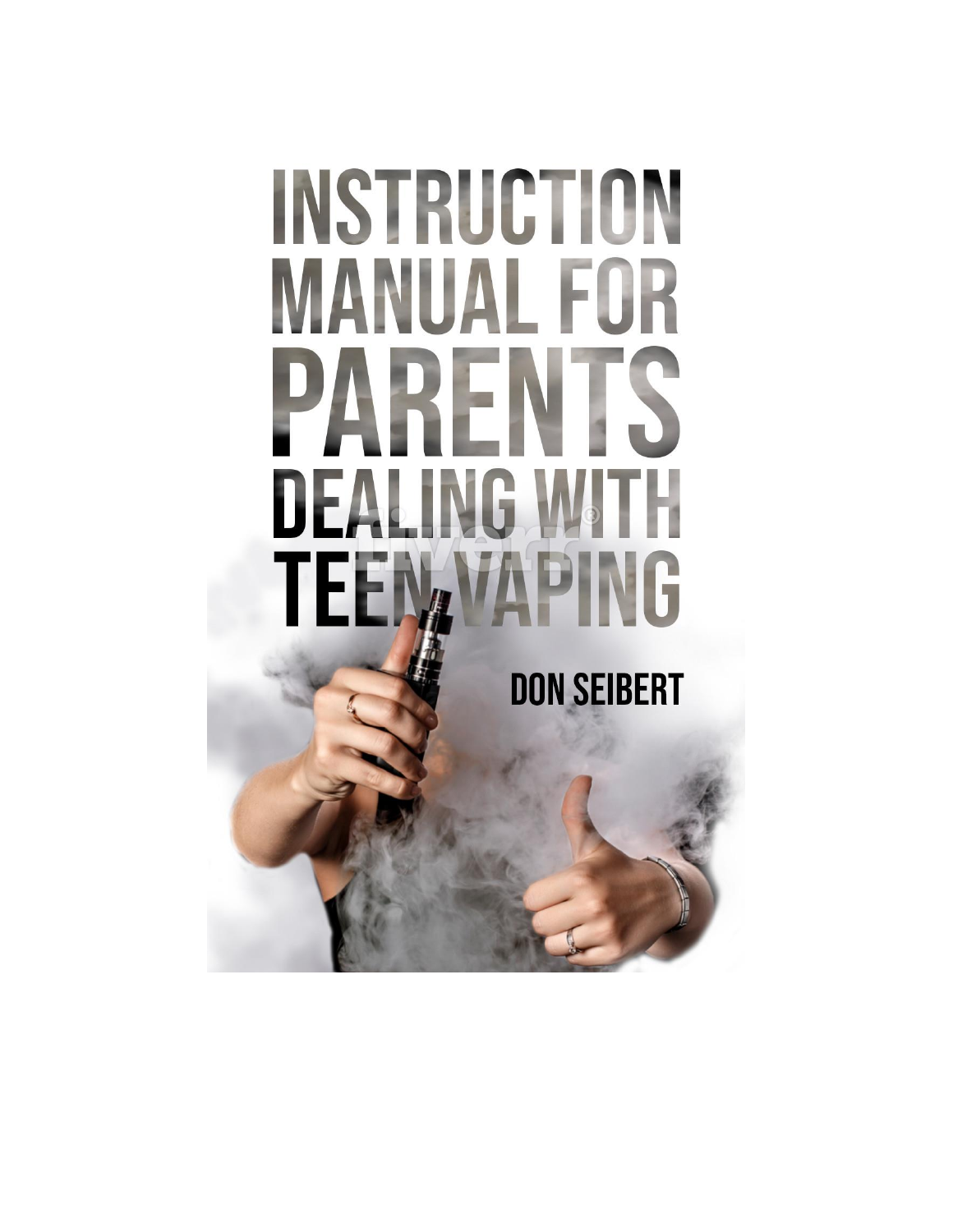# INSTRUCTION MANUAL FOR PARENTS DEALING WITH TEEN VAPING

**DON SEIBERT**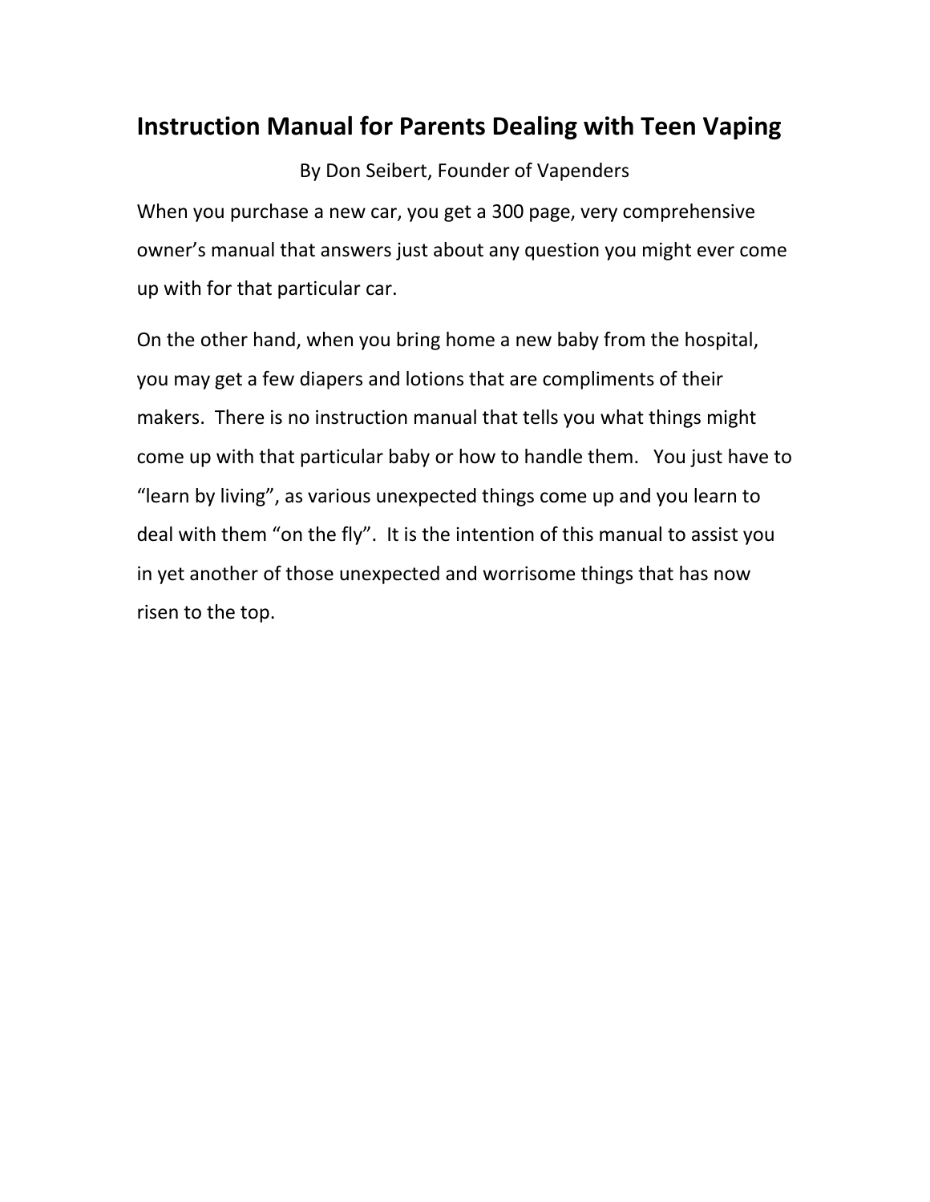# Instruction Manual for Parents Dealing with Teen Vaping

By Don Seibert, Founder of Vapenders

When you purchase a new car, you get a 300 page, very comprehensive owner's manual that answers just about any question you might ever come up with for that particular car.

On the other hand, when you bring home a new baby from the hospital, you may get a few diapers and lotions that are compliments of their makers. There is no instruction manual that tells you what things might come up with that particular baby or how to handle them. You just have to "learn by living", as various unexpected things come up and you learn to deal with them "on the fly". It is the intention of this manual to assist you in yet another of those unexpected and worrisome things that has now risen to the top.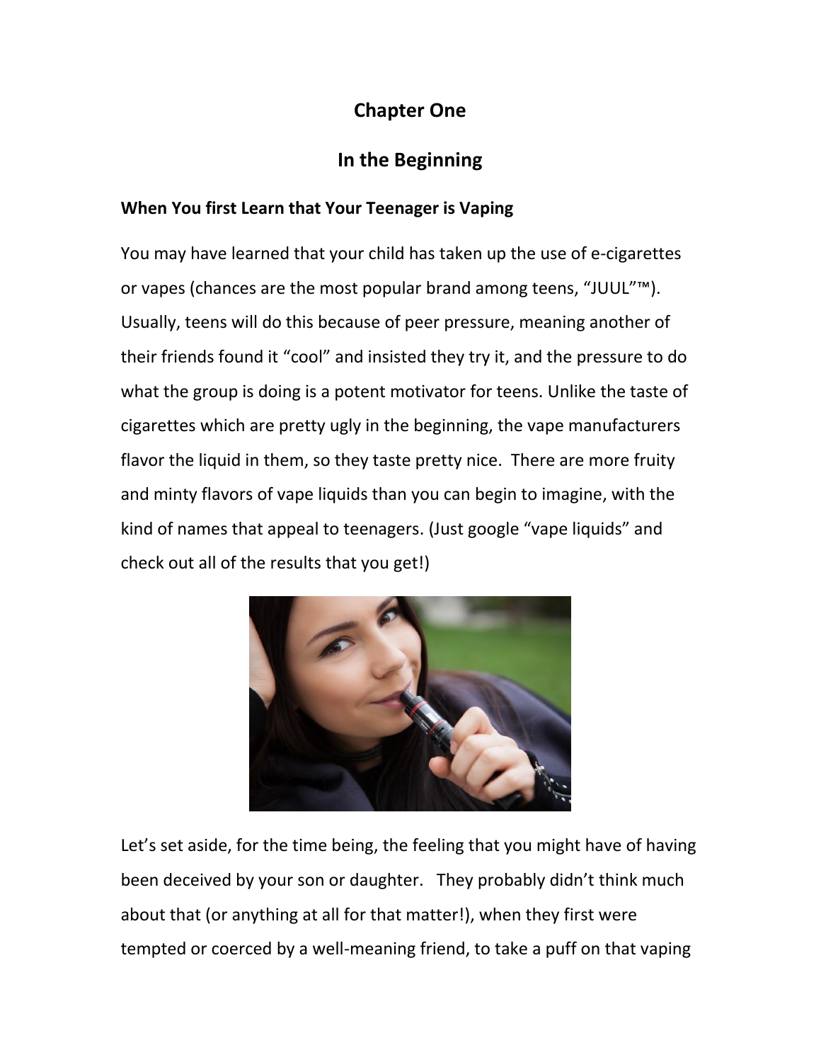## Chapter One

## In the Beginning

### When You first Learn that Your Teenager is Vaping

You may have learned that your child has taken up the use of e-cigarettes or vapes (chances are the most popular brand among teens, "JUUL"™). Usually, teens will do this because of peer pressure, meaning another of their friends found it "cool" and insisted they try it, and the pressure to do what the group is doing is a potent motivator for teens. Unlike the taste of cigarettes which are pretty ugly in the beginning, the vape manufacturers flavor the liquid in them, so they taste pretty nice. There are more fruity and minty flavors of vape liquids than you can begin to imagine, with the kind of names that appeal to teenagers. (Just google "vape liquids" and check out all of the results that you get!)

Let's set aside, for the time being, the feeling that you might have of having been deceived by your son or daughter. They probably didn't think much about that (or anything at all for that matter!), when they first were tempted or coerced by a well-meaning friend, to take a puff on that vaping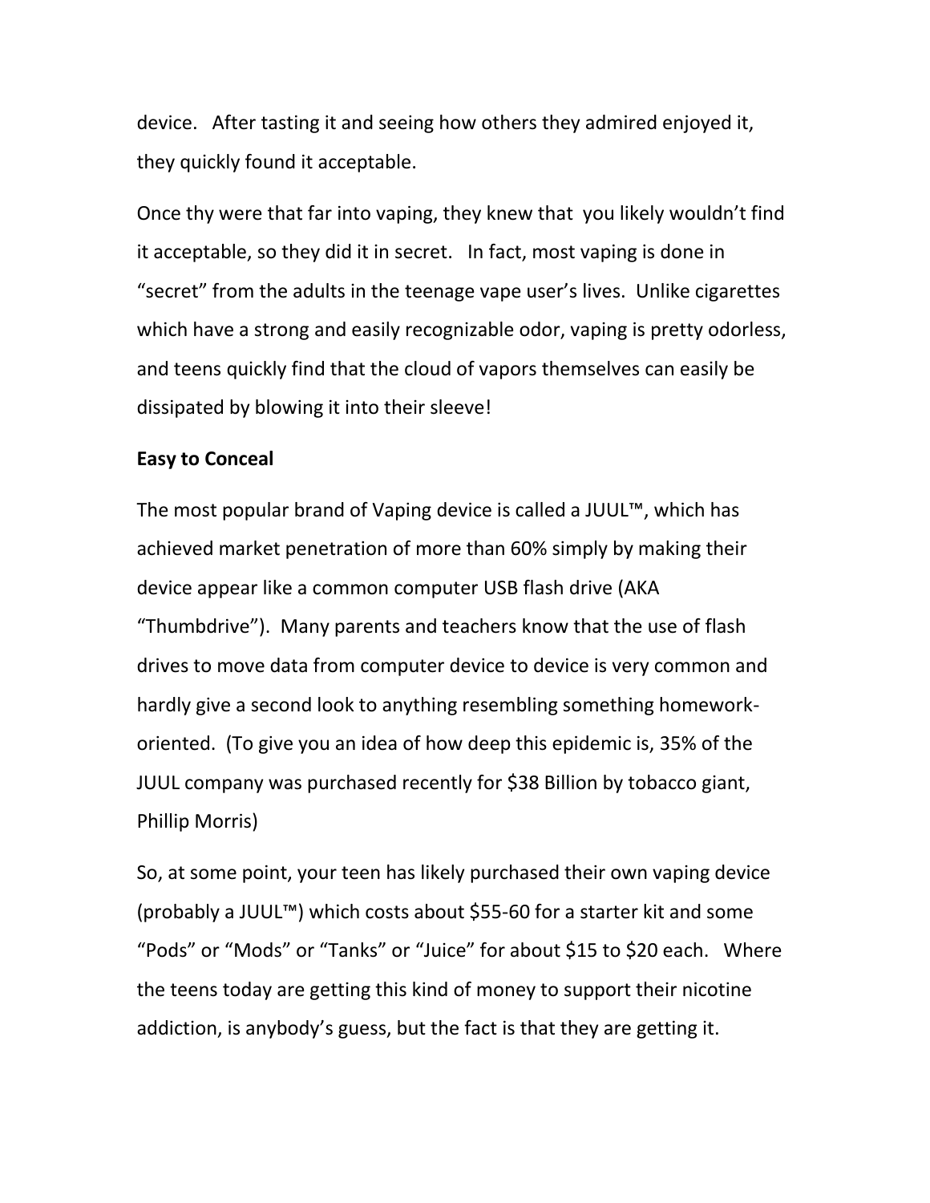device. After tasting it and seeing how others they admired enjoyed it, they quickly found it acceptable.

Once thy were that far into vaping, they knew that you likely wouldn't find it acceptable, so they did it in secret. In fact, most vaping is done in "secret" from the adults in the teenage vape user's lives. Unlike cigarettes which have a strong and easily recognizable odor, vaping is pretty odorless, and teens quickly find that the cloud of vapors themselves can easily be dissipated by blowing it into their sleeve!

**Easy to Conceal**

The most popular brand of Vaping device is called a JUUL™, which has achieved market penetration of more than 60% simply by making their device appear like a common computer USB flash drive (AKA "Thumbdrive"). Many parents and teachers know that the use of flash drives to move data from computer device to device is very common and hardly give a second look to anything resembling something homework-oriented. (To give you an idea of how deep this epidemic is, 35% of the JUUL company was purchased recently for $38 Billion by tobacco giant, Phillip Morris)

So, at some point, your teen has likely purchased their own vaping device (probably a JUUL™) which costs about $55-60 for a starter kit and some "Pods" or "Mods" or "Tanks" or "Juice" for about $15 to $20 each. Where the teens today are getting this kind of money to support their nicotine addiction, is anybody's guess, but the fact is that they are getting it.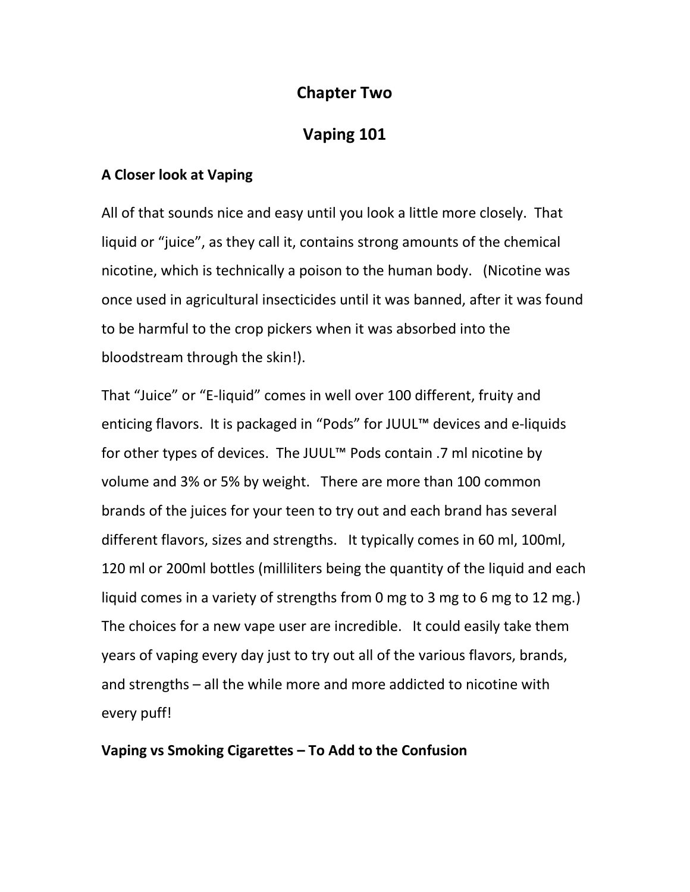# Chapter Two

# Vaping 101

### A Closer look at Vaping

All of that sounds nice and easy until you look a little more closely. That liquid or "juice", as they call it, contains strong amounts of the chemical nicotine, which is technically a poison to the human body. (Nicotine was once used in agricultural insecticides until it was banned, after it was found to be harmful to the crop pickers when it was absorbed into the bloodstream through the skin!).

That "Juice" or "E-liquid" comes in well over 100 different, fruity and enticing flavors. It is packaged in "Pods" for JUUL™ devices and e-liquids for other types of devices. The JUUL™ Pods contain .7 ml nicotine by volume and 3% or 5% by weight. There are more than 100 common brands of the juices for your teen to try out and each brand has several different flavors, sizes and strengths. It typically comes in 60 ml, 100ml, 120 ml or 200ml bottles (milliliters being the quantity of the liquid and each liquid comes in a variety of strengths from 0 mg to 3 mg to 6 mg to 12 mg.) The choices for a new vape user are incredible. It could easily take them years of vaping every day just to try out all of the various flavors, brands, and strengths – all the while more and more addicted to nicotine with every puff!

### Vaping vs Smoking Cigarettes – To Add to the Confusion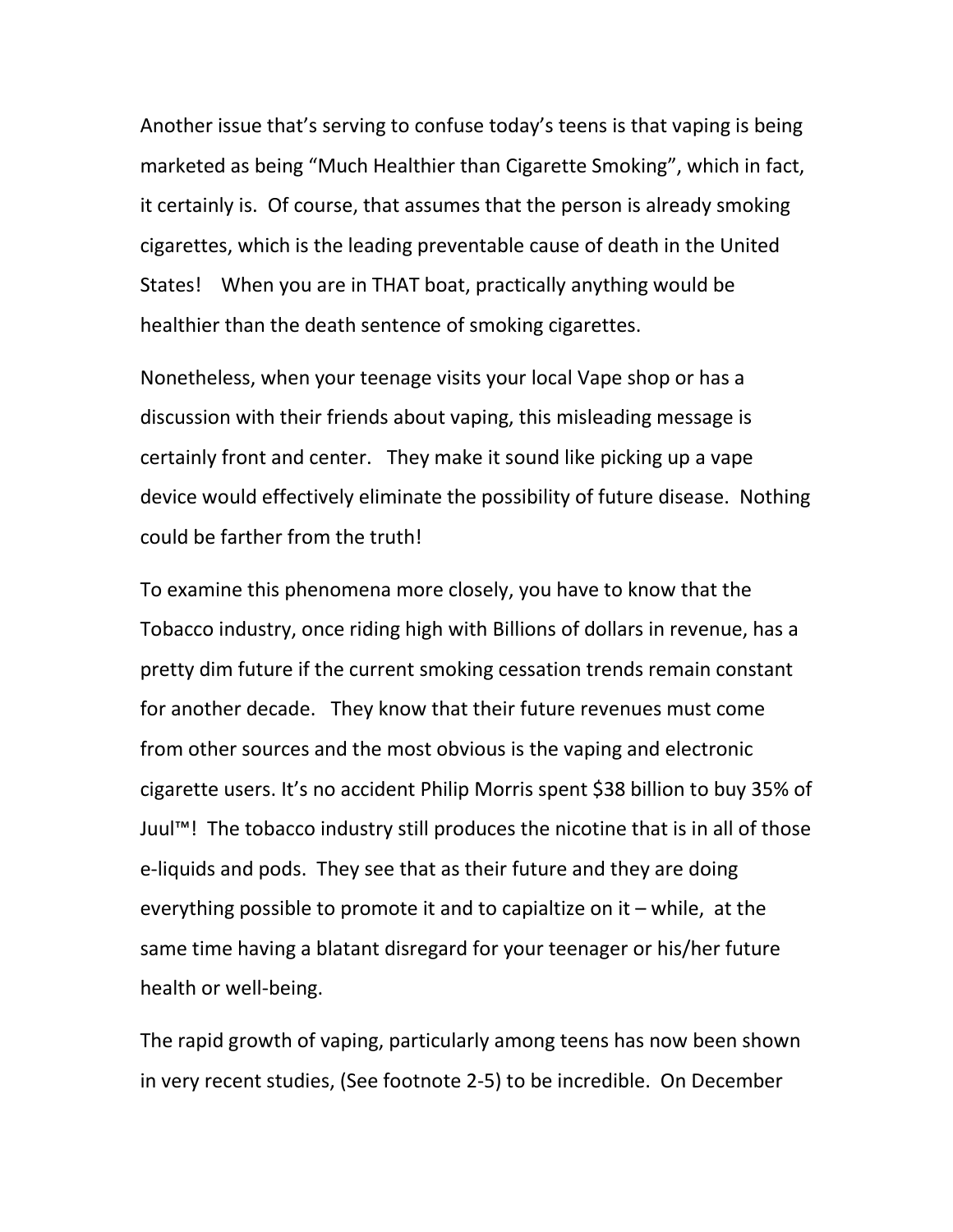Another issue that's serving to confuse today's teens is that vaping is being marketed as being "Much Healthier than Cigarette Smoking", which in fact, it certainly is. Of course, that assumes that the person is already smoking cigarettes, which is the leading preventable cause of death in the United States! When you are in THAT boat, practically anything would be healthier than the death sentence of smoking cigarettes.

Nonetheless, when your teenage visits your local Vape shop or has a discussion with their friends about vaping, this misleading message is certainly front and center. They make it sound like picking up a vape device would effectively eliminate the possibility of future disease. Nothing could be farther from the truth!

To examine this phenomena more closely, you have to know that the Tobacco industry, once riding high with Billions of dollars in revenue, has a pretty dim future if the current smoking cessation trends remain constant for another decade. They know that their future revenues must come from other sources and the most obvious is the vaping and electronic cigarette users. It's no accident Philip Morris spent $38 billion to buy 35% of Juul™! The tobacco industry still produces the nicotine that is in all of those e-liquids and pods. They see that as their future and they are doing everything possible to promote it and to capialtize on it – while, at the same time having a blatant disregard for your teenager or his/her future health or well-being.

The rapid growth of vaping, particularly among teens has now been shown in very recent studies, (See footnote 2-5) to be incredible. On December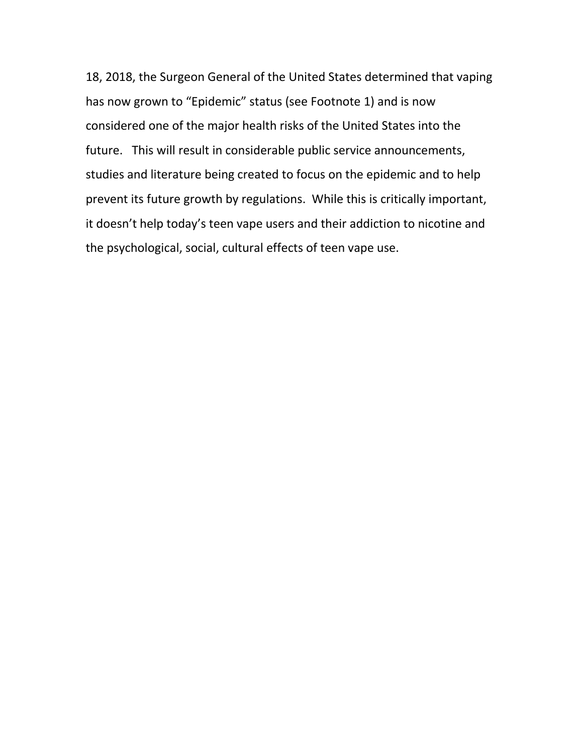18, 2018, the Surgeon General of the United States determined that vaping has now grown to “Epidemic” status (see Footnote 1) and is now considered one of the major health risks of the United States into the future.   This will result in considerable public service announcements, studies and literature being created to focus on the epidemic and to help prevent its future growth by regulations.  While this is critically important, it doesn’t help today’s teen vape users and their addiction to nicotine and the psychological, social, cultural effects of teen vape use.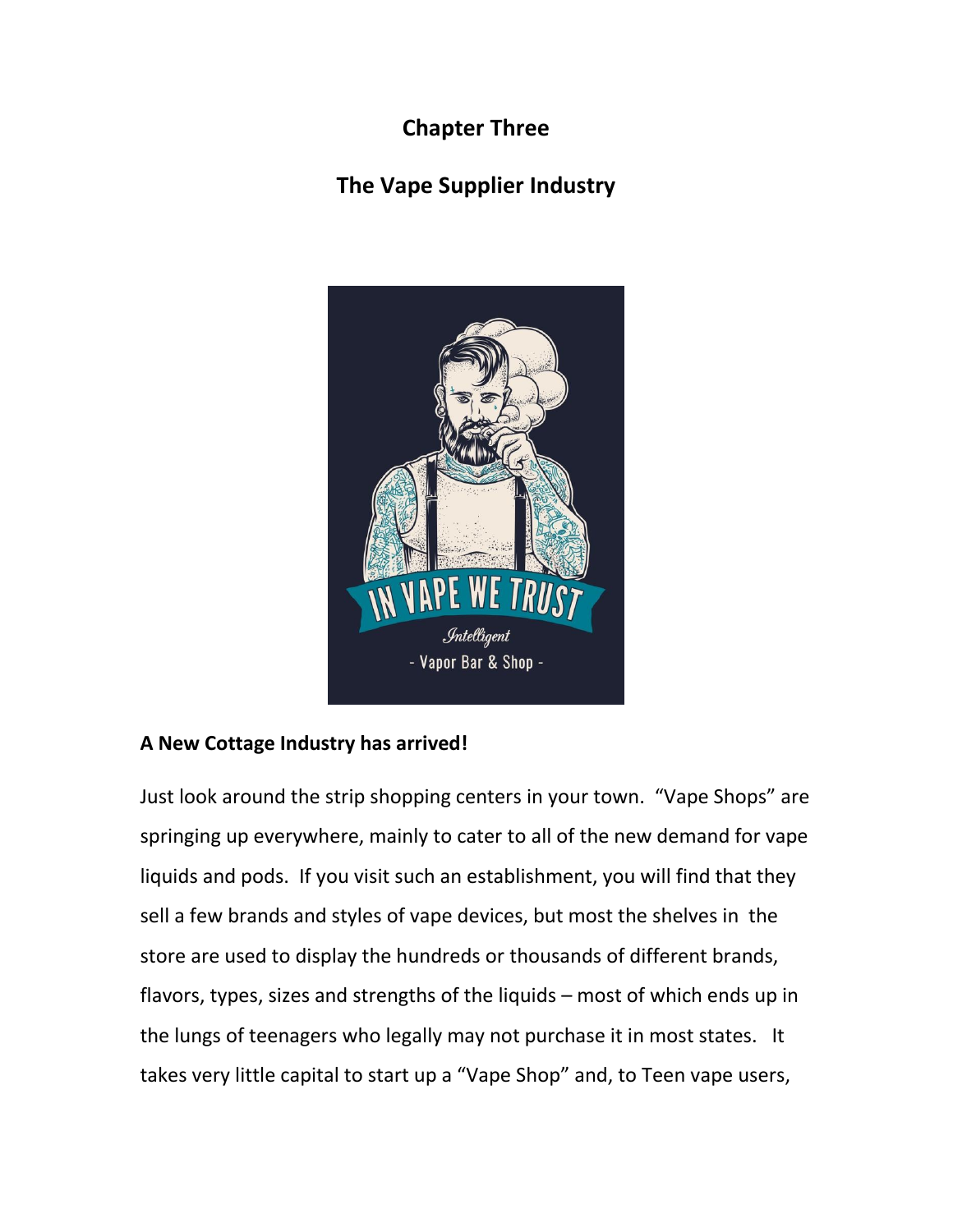# Chapter Three

## The Vape Supplier Industry

**A New Cottage Industry has arrived!**

Just look around the strip shopping centers in your town. "Vape Shops" are springing up everywhere, mainly to cater to all of the new demand for vape liquids and pods. If you visit such an establishment, you will find that they sell a few brands and styles of vape devices, but most the shelves in the store are used to display the hundreds or thousands of different brands, flavors, types, sizes and strengths of the liquids – most of which ends up in the lungs of teenagers who legally may not purchase it in most states. It takes very little capital to start up a "Vape Shop" and, to Teen vape users,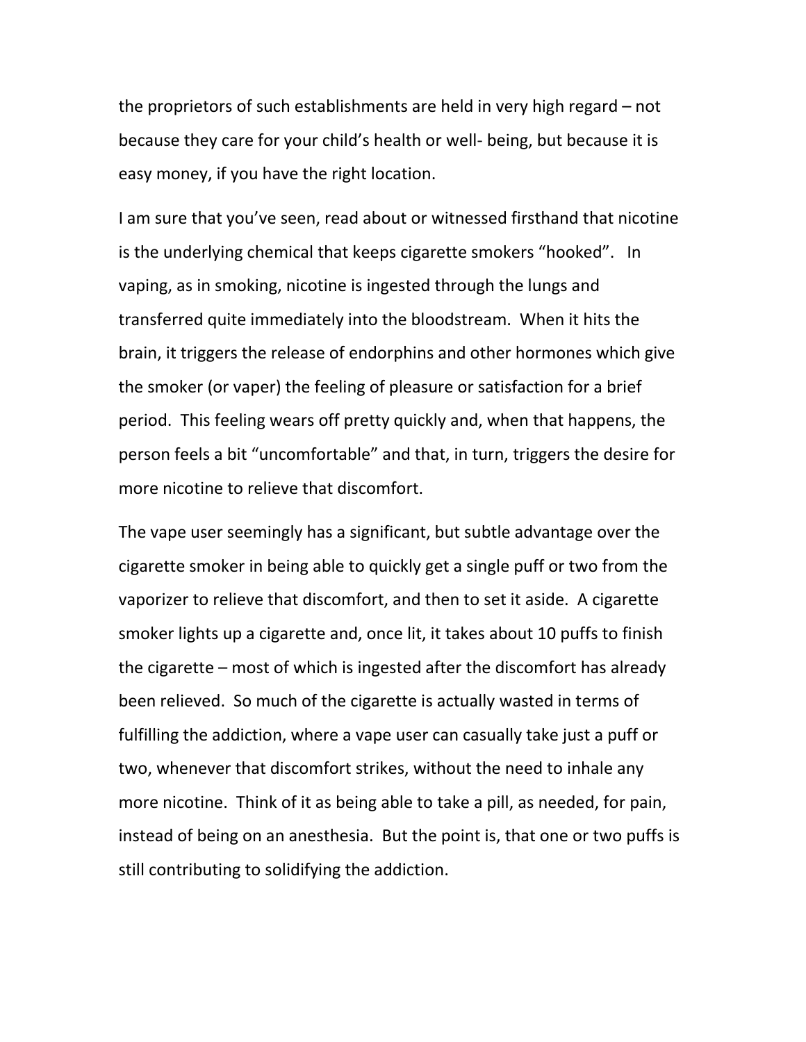the proprietors of such establishments are held in very high regard – not because they care for your child's health or well- being, but because it is easy money, if you have the right location.

I am sure that you've seen, read about or witnessed firsthand that nicotine is the underlying chemical that keeps cigarette smokers "hooked". In vaping, as in smoking, nicotine is ingested through the lungs and transferred quite immediately into the bloodstream. When it hits the brain, it triggers the release of endorphins and other hormones which give the smoker (or vaper) the feeling of pleasure or satisfaction for a brief period. This feeling wears off pretty quickly and, when that happens, the person feels a bit "uncomfortable" and that, in turn, triggers the desire for more nicotine to relieve that discomfort.

The vape user seemingly has a significant, but subtle advantage over the cigarette smoker in being able to quickly get a single puff or two from the vaporizer to relieve that discomfort, and then to set it aside. A cigarette smoker lights up a cigarette and, once lit, it takes about 10 puffs to finish the cigarette – most of which is ingested after the discomfort has already been relieved. So much of the cigarette is actually wasted in terms of fulfilling the addiction, where a vape user can casually take just a puff or two, whenever that discomfort strikes, without the need to inhale any more nicotine. Think of it as being able to take a pill, as needed, for pain, instead of being on an anesthesia. But the point is, that one or two puffs is still contributing to solidifying the addiction.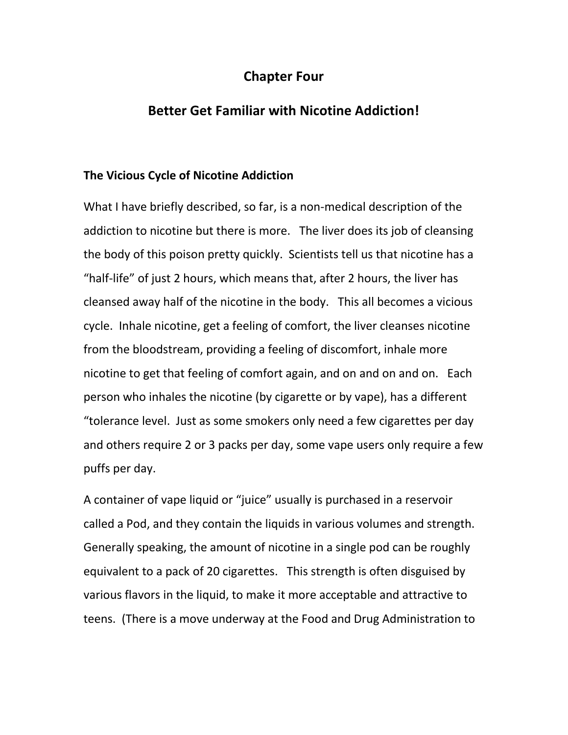# Chapter Four

# Better Get Familiar with Nicotine Addiction!

### The Vicious Cycle of Nicotine Addiction

What I have briefly described, so far, is a non-medical description of the addiction to nicotine but there is more. The liver does its job of cleansing the body of this poison pretty quickly. Scientists tell us that nicotine has a "half-life" of just 2 hours, which means that, after 2 hours, the liver has cleansed away half of the nicotine in the body. This all becomes a vicious cycle. Inhale nicotine, get a feeling of comfort, the liver cleanses nicotine from the bloodstream, providing a feeling of discomfort, inhale more nicotine to get that feeling of comfort again, and on and on and on. Each person who inhales the nicotine (by cigarette or by vape), has a different "tolerance level. Just as some smokers only need a few cigarettes per day and others require 2 or 3 packs per day, some vape users only require a few puffs per day.

A container of vape liquid or "juice" usually is purchased in a reservoir called a Pod, and they contain the liquids in various volumes and strength. Generally speaking, the amount of nicotine in a single pod can be roughly equivalent to a pack of 20 cigarettes. This strength is often disguised by various flavors in the liquid, to make it more acceptable and attractive to teens. (There is a move underway at the Food and Drug Administration to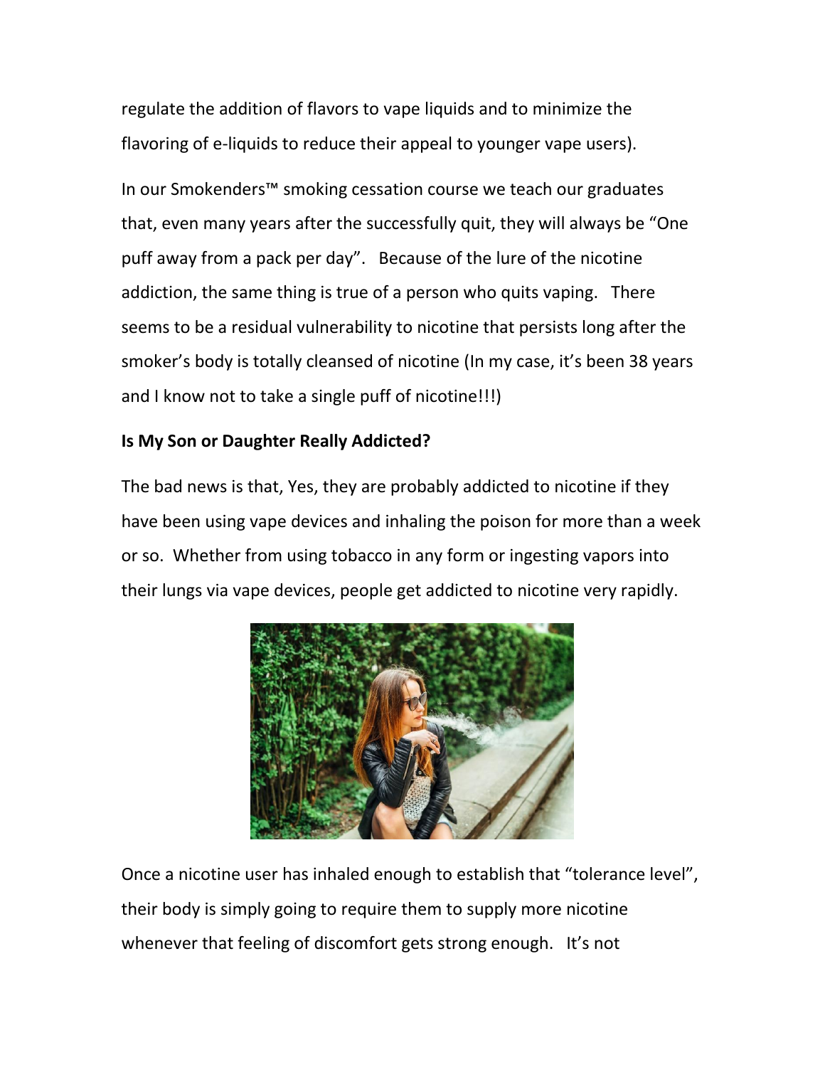regulate the addition of flavors to vape liquids and to minimize the flavoring of e-liquids to reduce their appeal to younger vape users).

In our Smokenders™ smoking cessation course we teach our graduates that, even many years after the successfully quit, they will always be "One puff away from a pack per day". Because of the lure of the nicotine addiction, the same thing is true of a person who quits vaping. There seems to be a residual vulnerability to nicotine that persists long after the smoker's body is totally cleansed of nicotine (In my case, it's been 38 years and I know not to take a single puff of nicotine!!!)

**Is My Son or Daughter Really Addicted?**

The bad news is that, Yes, they are probably addicted to nicotine if they have been using vape devices and inhaling the poison for more than a week or so. Whether from using tobacco in any form or ingesting vapors into their lungs via vape devices, people get addicted to nicotine very rapidly.

Once a nicotine user has inhaled enough to establish that "tolerance level", their body is simply going to require them to supply more nicotine whenever that feeling of discomfort gets strong enough. It's not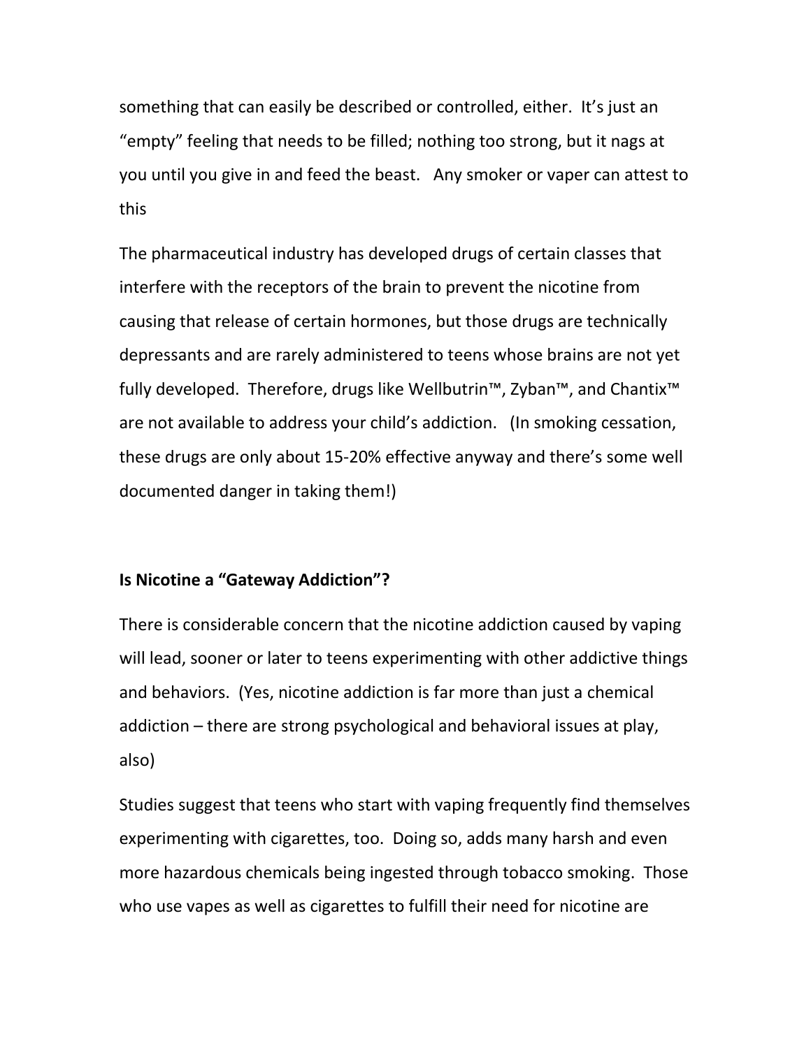something that can easily be described or controlled, either. It's just an "empty" feeling that needs to be filled; nothing too strong, but it nags at you until you give in and feed the beast. Any smoker or vaper can attest to this

The pharmaceutical industry has developed drugs of certain classes that interfere with the receptors of the brain to prevent the nicotine from causing that release of certain hormones, but those drugs are technically depressants and are rarely administered to teens whose brains are not yet fully developed. Therefore, drugs like Wellbutrin™, Zyban™, and Chantix™ are not available to address your child's addiction. (In smoking cessation, these drugs are only about 15-20% effective anyway and there's some well documented danger in taking them!)

**Is Nicotine a "Gateway Addiction"?**

There is considerable concern that the nicotine addiction caused by vaping will lead, sooner or later to teens experimenting with other addictive things and behaviors. (Yes, nicotine addiction is far more than just a chemical addiction – there are strong psychological and behavioral issues at play, also)

Studies suggest that teens who start with vaping frequently find themselves experimenting with cigarettes, too. Doing so, adds many harsh and even more hazardous chemicals being ingested through tobacco smoking. Those who use vapes as well as cigarettes to fulfill their need for nicotine are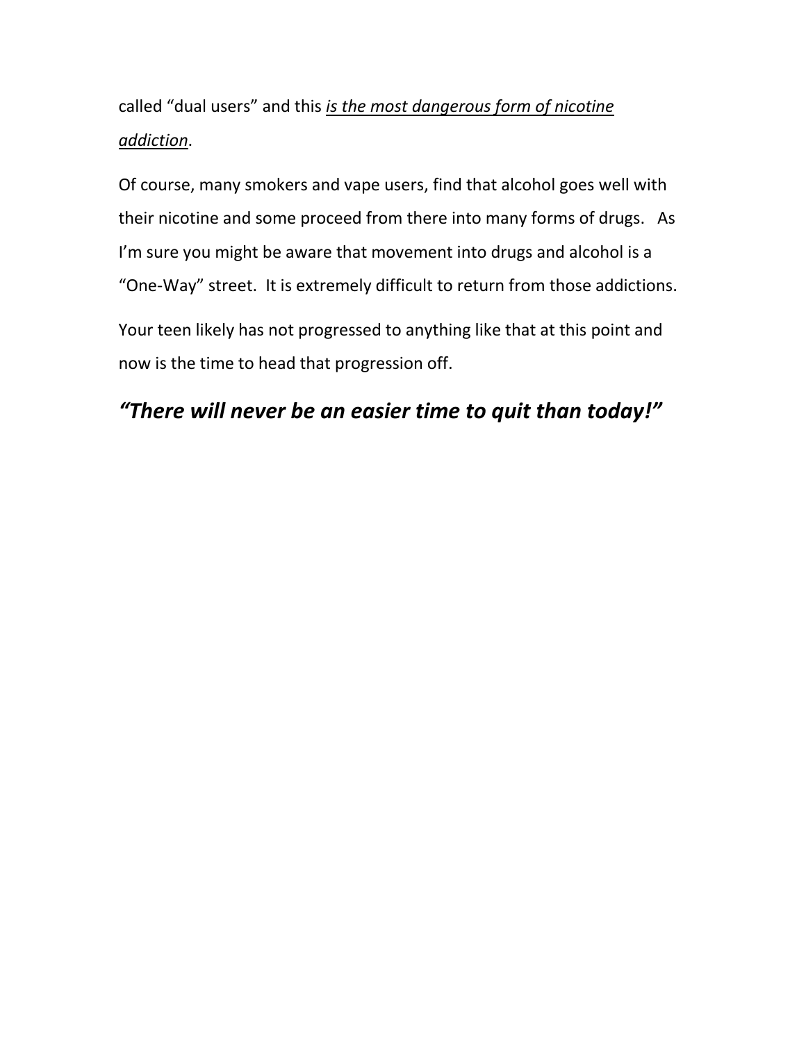called "dual users" and this <u>*is the most dangerous form of nicotine addiction*</u>.

Of course, many smokers and vape users, find that alcohol goes well with their nicotine and some proceed from there into many forms of drugs. As I'm sure you might be aware that movement into drugs and alcohol is a "One-Way" street. It is extremely difficult to return from those addictions.

Your teen likely has not progressed to anything like that at this point and now is the time to head that progression off.

## *"There will never be an easier time to quit than today!"*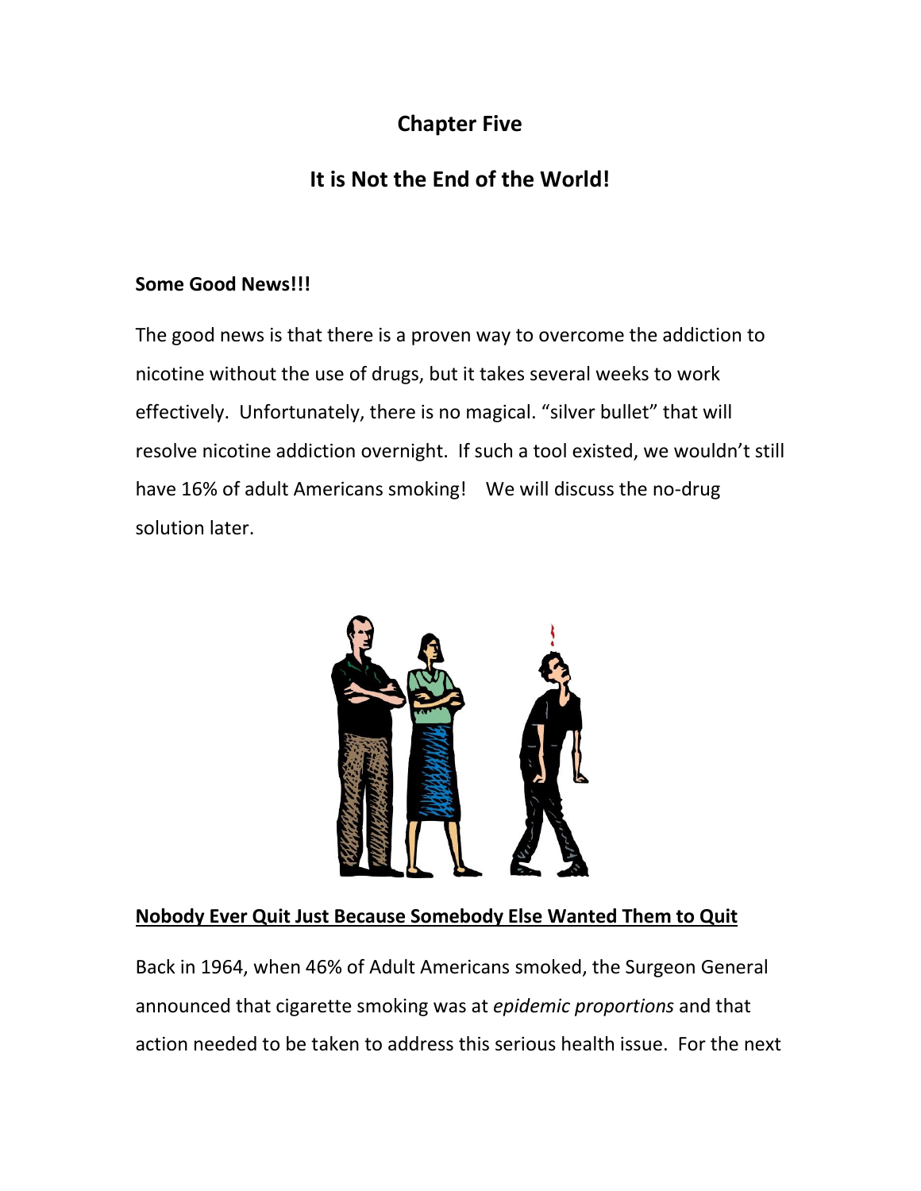## Chapter Five

## It is Not the End of the World!

**Some Good News!!!**

The good news is that there is a proven way to overcome the addiction to nicotine without the use of drugs, but it takes several weeks to work effectively. Unfortunately, there is no magical. "silver bullet" that will resolve nicotine addiction overnight. If such a tool existed, we wouldn't still have 16% of adult Americans smoking! We will discuss the no-drug solution later.

**Nobody Ever Quit Just Because Somebody Else Wanted Them to Quit**

Back in 1964, when 46% of Adult Americans smoked, the Surgeon General announced that cigarette smoking was at *epidemic proportions* and that action needed to be taken to address this serious health issue. For the next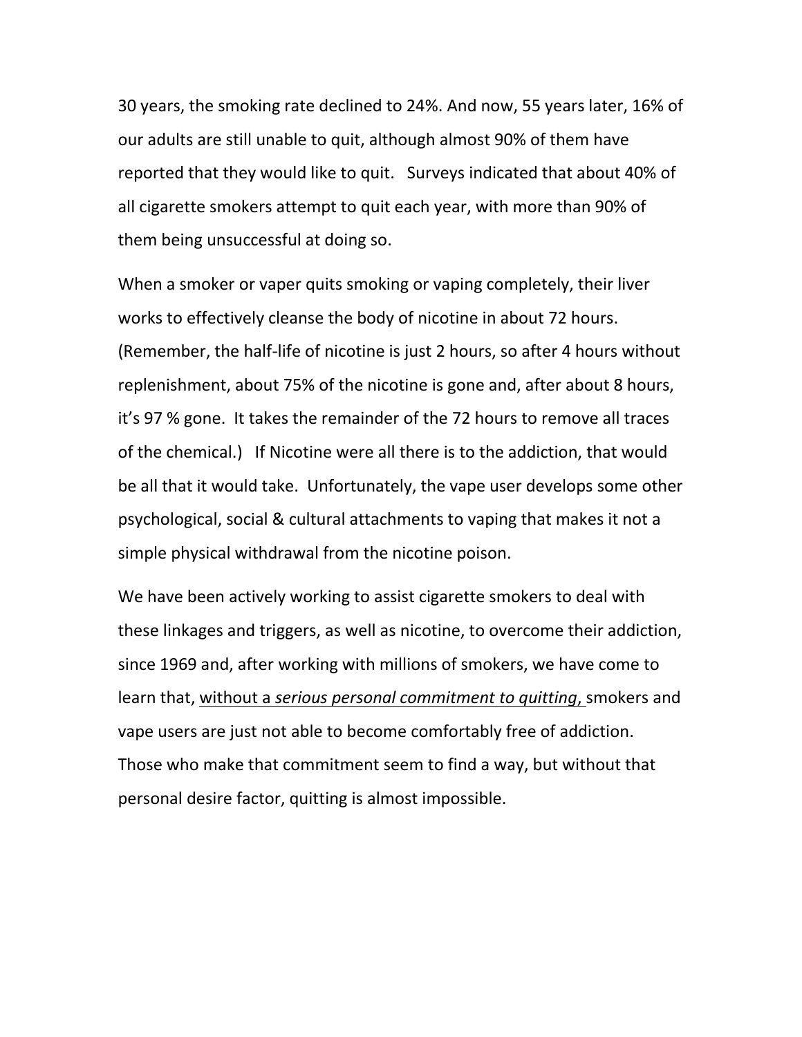30 years, the smoking rate declined to 24%. And now, 55 years later, 16% of our adults are still unable to quit, although almost 90% of them have reported that they would like to quit. Surveys indicated that about 40% of all cigarette smokers attempt to quit each year, with more than 90% of them being unsuccessful at doing so.

When a smoker or vaper quits smoking or vaping completely, their liver works to effectively cleanse the body of nicotine in about 72 hours. (Remember, the half-life of nicotine is just 2 hours, so after 4 hours without replenishment, about 75% of the nicotine is gone and, after about 8 hours, it's 97 % gone. It takes the remainder of the 72 hours to remove all traces of the chemical.) If Nicotine were all there is to the addiction, that would be all that it would take. Unfortunately, the vape user develops some other psychological, social & cultural attachments to vaping that makes it not a simple physical withdrawal from the nicotine poison.

We have been actively working to assist cigarette smokers to deal with these linkages and triggers, as well as nicotine, to overcome their addiction, since 1969 and, after working with millions of smokers, we have come to learn that, <u>without a *serious personal commitment to quitting*,</u> smokers and vape users are just not able to become comfortably free of addiction. Those who make that commitment seem to find a way, but without that personal desire factor, quitting is almost impossible.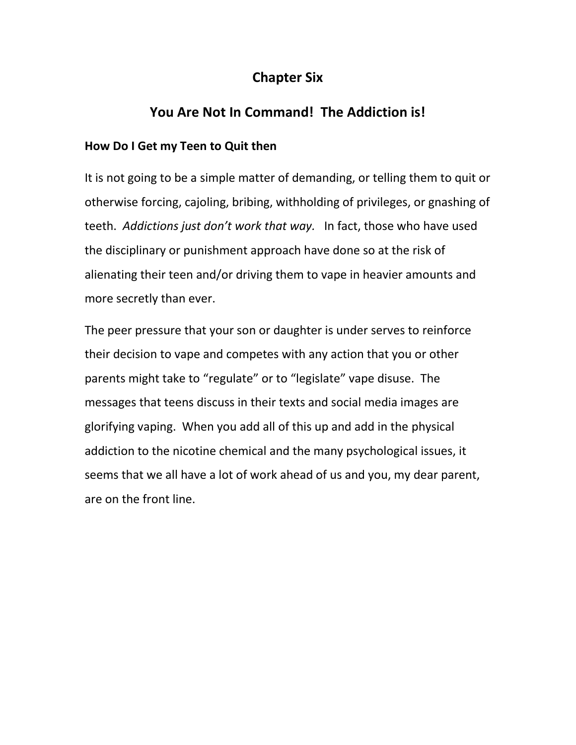# Chapter Six

## You Are Not In Command! The Addiction is!

### How Do I Get my Teen to Quit then

It is not going to be a simple matter of demanding, or telling them to quit or otherwise forcing, cajoling, bribing, withholding of privileges, or gnashing of teeth. *Addictions just don't work that way.* In fact, those who have used the disciplinary or punishment approach have done so at the risk of alienating their teen and/or driving them to vape in heavier amounts and more secretly than ever.

The peer pressure that your son or daughter is under serves to reinforce their decision to vape and competes with any action that you or other parents might take to "regulate" or to "legislate" vape disuse. The messages that teens discuss in their texts and social media images are glorifying vaping. When you add all of this up and add in the physical addiction to the nicotine chemical and the many psychological issues, it seems that we all have a lot of work ahead of us and you, my dear parent, are on the front line.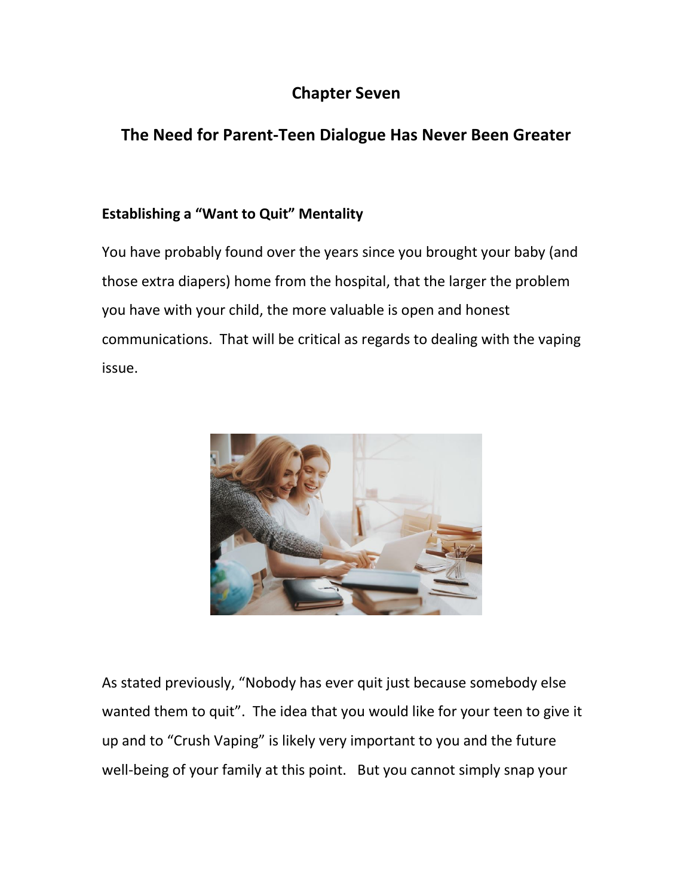# Chapter Seven

## The Need for Parent-Teen Dialogue Has Never Been Greater

### Establishing a "Want to Quit" Mentality

You have probably found over the years since you brought your baby (and those extra diapers) home from the hospital, that the larger the problem you have with your child, the more valuable is open and honest communications. That will be critical as regards to dealing with the vaping issue.

As stated previously, "Nobody has ever quit just because somebody else wanted them to quit". The idea that you would like for your teen to give it up and to "Crush Vaping" is likely very important to you and the future well-being of your family at this point. But you cannot simply snap your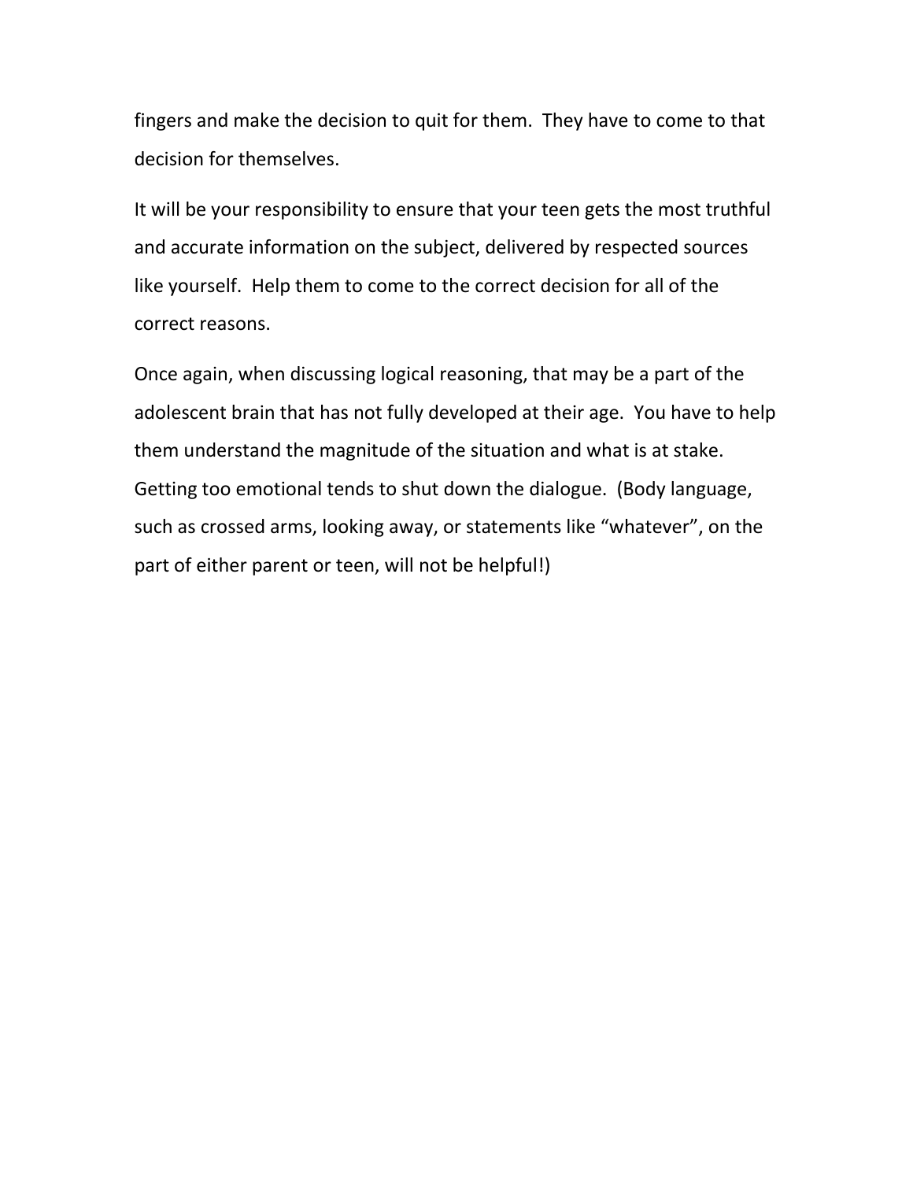fingers and make the decision to quit for them. They have to come to that decision for themselves.

It will be your responsibility to ensure that your teen gets the most truthful and accurate information on the subject, delivered by respected sources like yourself. Help them to come to the correct decision for all of the correct reasons.

Once again, when discussing logical reasoning, that may be a part of the adolescent brain that has not fully developed at their age. You have to help them understand the magnitude of the situation and what is at stake. Getting too emotional tends to shut down the dialogue. (Body language, such as crossed arms, looking away, or statements like “whatever”, on the part of either parent or teen, will not be helpful!)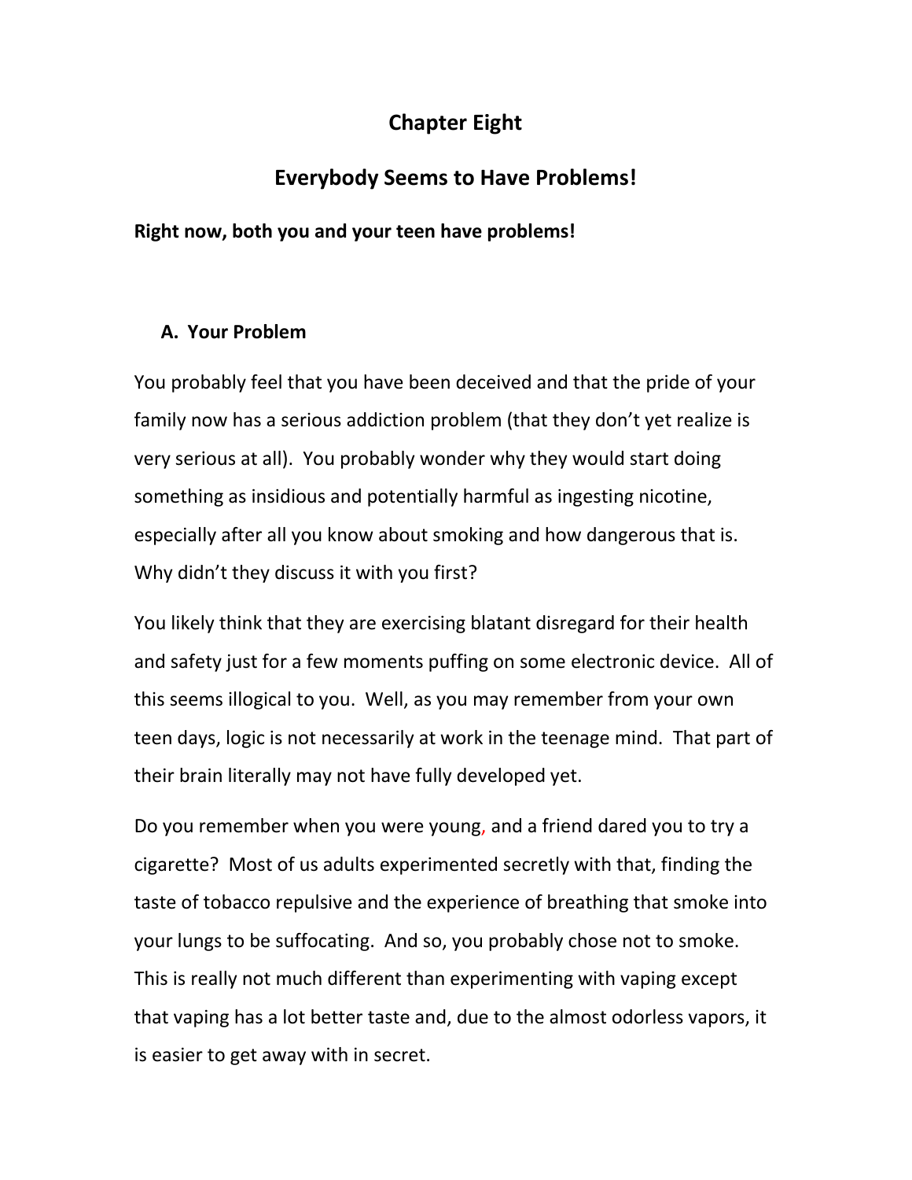# Chapter Eight

## Everybody Seems to Have Problems!

**Right now, both you and your teen have problems!**

### A. Your Problem

You probably feel that you have been deceived and that the pride of your family now has a serious addiction problem (that they don't yet realize is very serious at all). You probably wonder why they would start doing something as insidious and potentially harmful as ingesting nicotine, especially after all you know about smoking and how dangerous that is. Why didn't they discuss it with you first?

You likely think that they are exercising blatant disregard for their health and safety just for a few moments puffing on some electronic device. All of this seems illogical to you. Well, as you may remember from your own teen days, logic is not necessarily at work in the teenage mind. That part of their brain literally may not have fully developed yet.

Do you remember when you were young, and a friend dared you to try a cigarette? Most of us adults experimented secretly with that, finding the taste of tobacco repulsive and the experience of breathing that smoke into your lungs to be suffocating. And so, you probably chose not to smoke. This is really not much different than experimenting with vaping except that vaping has a lot better taste and, due to the almost odorless vapors, it is easier to get away with in secret.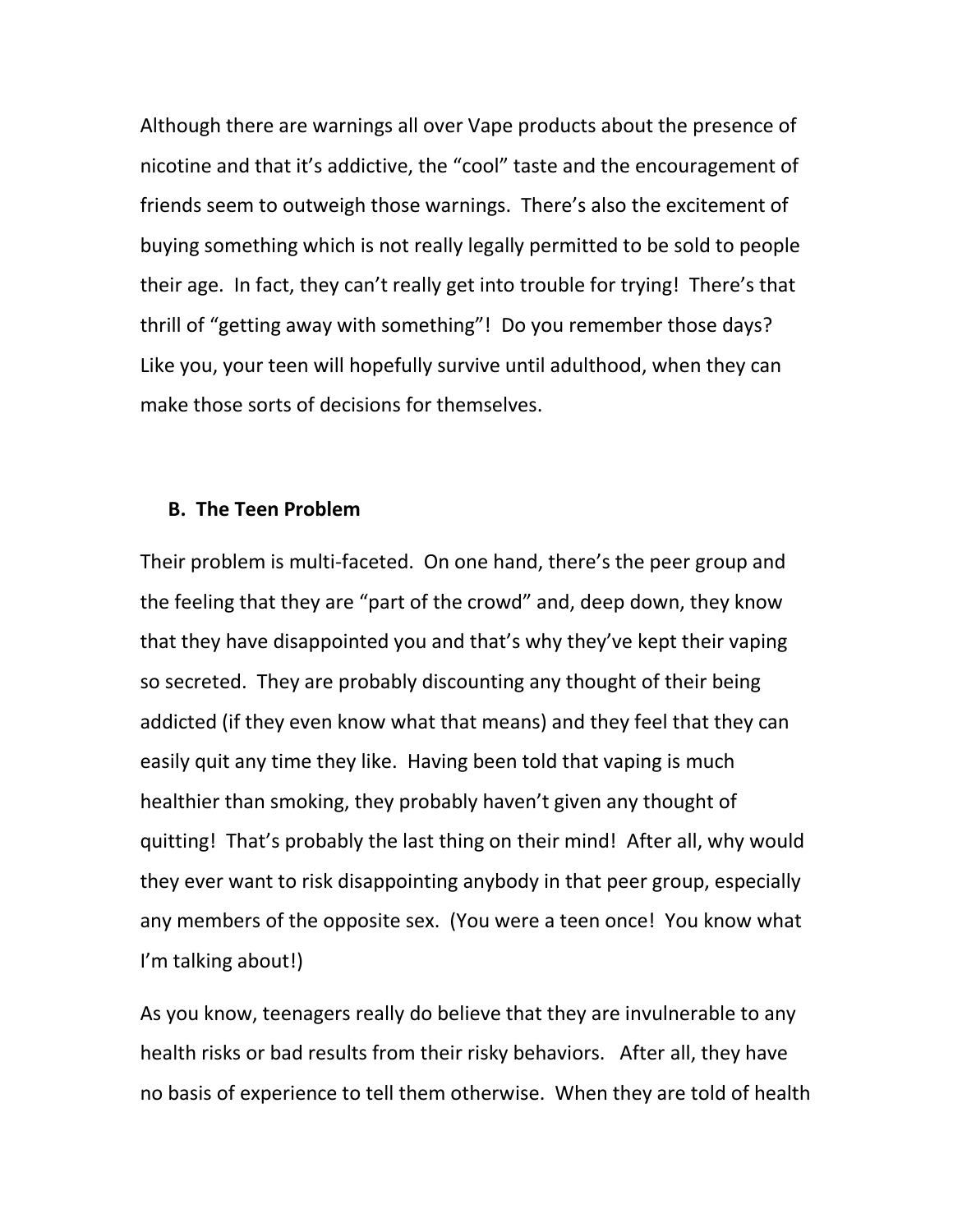Although there are warnings all over Vape products about the presence of nicotine and that it's addictive, the "cool" taste and the encouragement of friends seem to outweigh those warnings. There's also the excitement of buying something which is not really legally permitted to be sold to people their age. In fact, they can't really get into trouble for trying! There's that thrill of "getting away with something"! Do you remember those days? Like you, your teen will hopefully survive until adulthood, when they can make those sorts of decisions for themselves.

### B. The Teen Problem

Their problem is multi-faceted. On one hand, there's the peer group and the feeling that they are "part of the crowd" and, deep down, they know that they have disappointed you and that's why they've kept their vaping so secreted. They are probably discounting any thought of their being addicted (if they even know what that means) and they feel that they can easily quit any time they like. Having been told that vaping is much healthier than smoking, they probably haven't given any thought of quitting! That's probably the last thing on their mind! After all, why would they ever want to risk disappointing anybody in that peer group, especially any members of the opposite sex. (You were a teen once! You know what I'm talking about!)

As you know, teenagers really do believe that they are invulnerable to any health risks or bad results from their risky behaviors. After all, they have no basis of experience to tell them otherwise. When they are told of health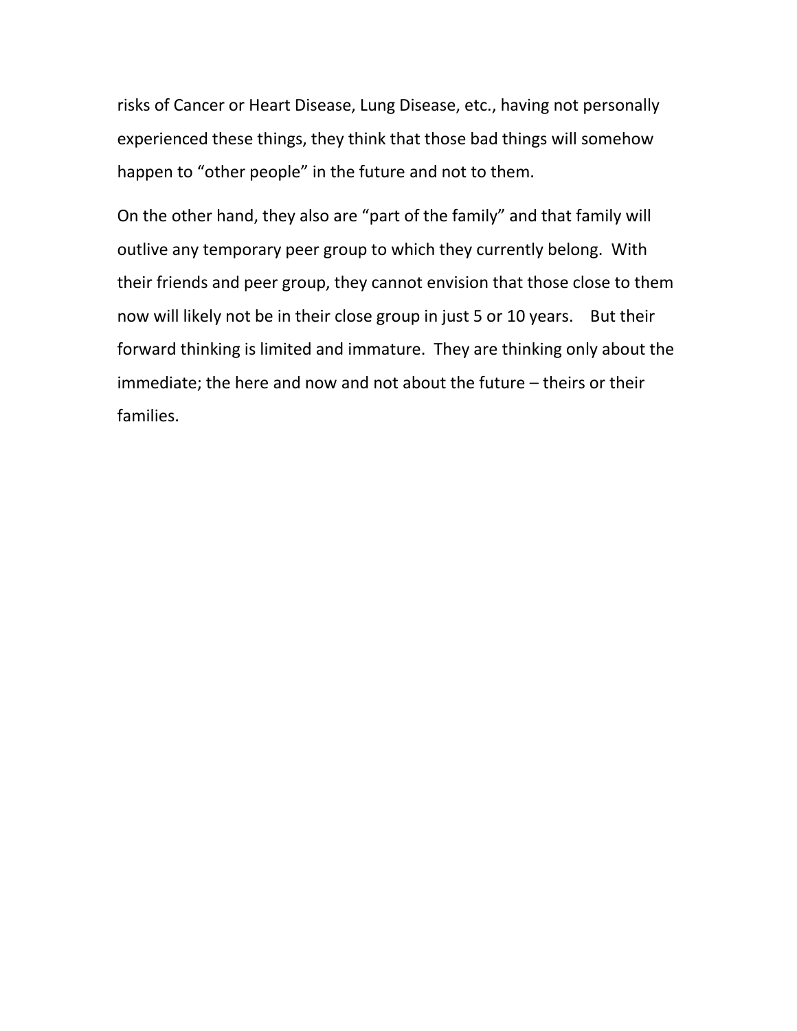risks of Cancer or Heart Disease, Lung Disease, etc., having not personally experienced these things, they think that those bad things will somehow happen to “other people” in the future and not to them.

On the other hand, they also are “part of the family” and that family will outlive any temporary peer group to which they currently belong. With their friends and peer group, they cannot envision that those close to them now will likely not be in their close group in just 5 or 10 years. But their forward thinking is limited and immature. They are thinking only about the immediate; the here and now and not about the future – theirs or their families.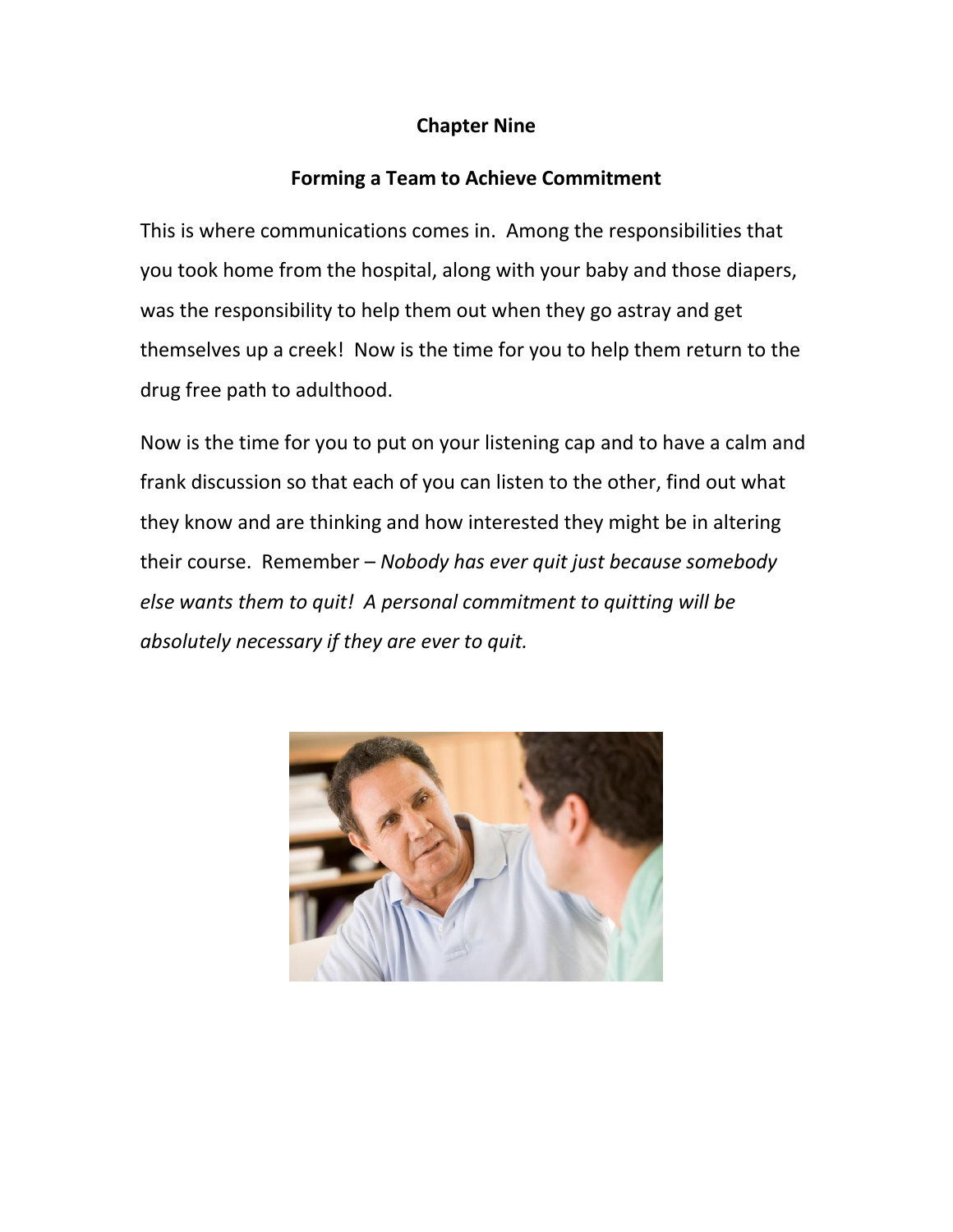# Chapter Nine

## Forming a Team to Achieve Commitment

This is where communications comes in. Among the responsibilities that you took home from the hospital, along with your baby and those diapers, was the responsibility to help them out when they go astray and get themselves up a creek! Now is the time for you to help them return to the drug free path to adulthood.

Now is the time for you to put on your listening cap and to have a calm and frank discussion so that each of you can listen to the other, find out what they know and are thinking and how interested they might be in altering their course. Remember – *Nobody has ever quit just because somebody else wants them to quit! A personal commitment to quitting will be absolutely necessary if they are ever to quit.*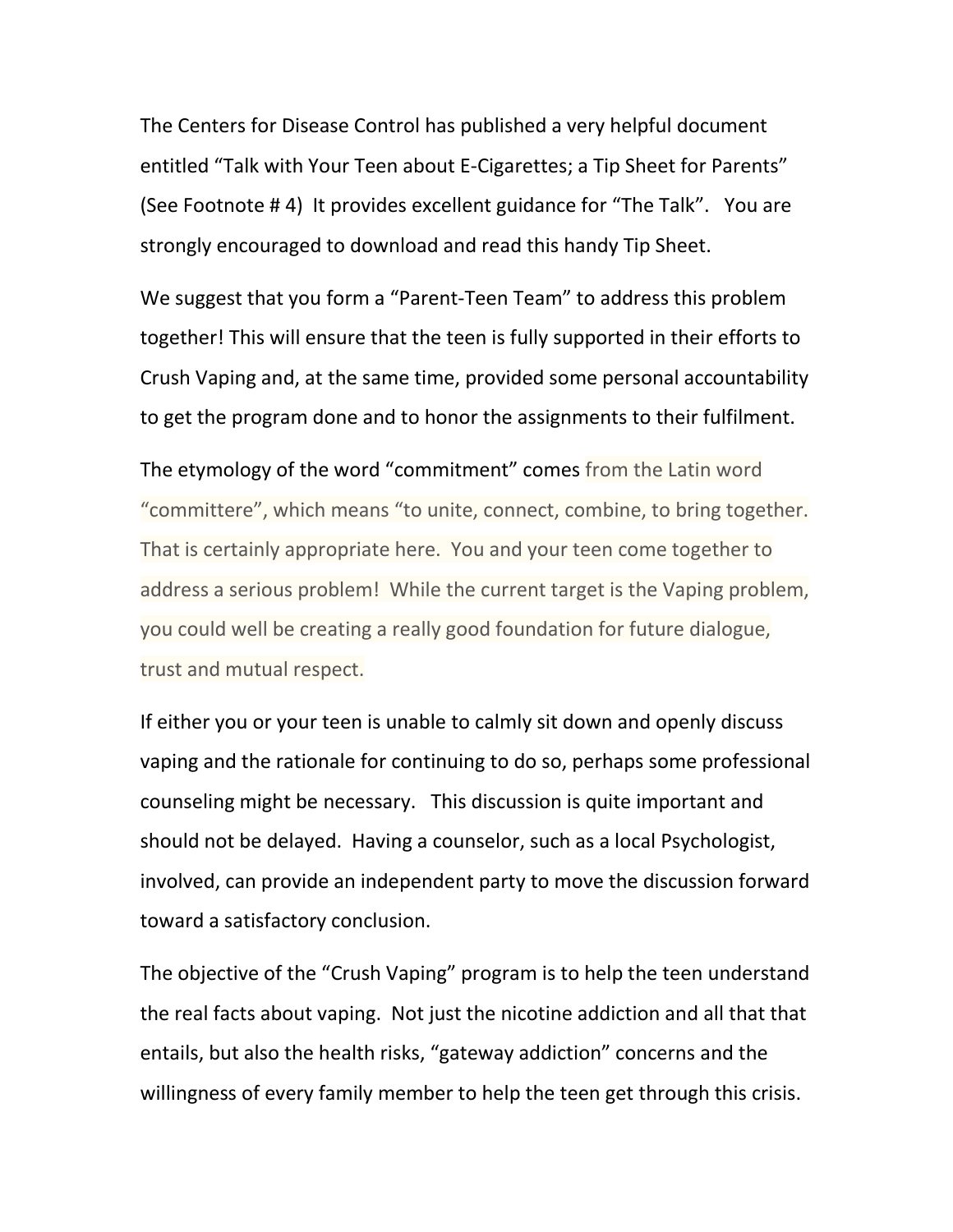The Centers for Disease Control has published a very helpful document entitled "Talk with Your Teen about E-Cigarettes; a Tip Sheet for Parents" (See Footnote # 4) It provides excellent guidance for "The Talk". You are strongly encouraged to download and read this handy Tip Sheet.

We suggest that you form a "Parent-Teen Team" to address this problem together! This will ensure that the teen is fully supported in their efforts to Crush Vaping and, at the same time, provided some personal accountability to get the program done and to honor the assignments to their fulfilment.

The etymology of the word "commitment" comes from the Latin word "committere", which means "to unite, connect, combine, to bring together. That is certainly appropriate here. You and your teen come together to address a serious problem! While the current target is the Vaping problem, you could well be creating a really good foundation for future dialogue, trust and mutual respect.

If either you or your teen is unable to calmly sit down and openly discuss vaping and the rationale for continuing to do so, perhaps some professional counseling might be necessary. This discussion is quite important and should not be delayed. Having a counselor, such as a local Psychologist, involved, can provide an independent party to move the discussion forward toward a satisfactory conclusion.

The objective of the "Crush Vaping" program is to help the teen understand the real facts about vaping. Not just the nicotine addiction and all that that entails, but also the health risks, "gateway addiction" concerns and the willingness of every family member to help the teen get through this crisis.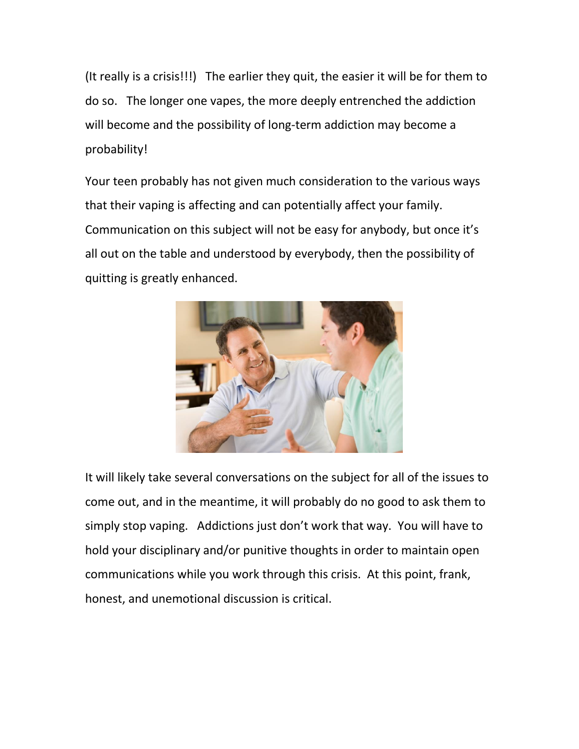(It really is a crisis!!!) The earlier they quit, the easier it will be for them to do so. The longer one vapes, the more deeply entrenched the addiction will become and the possibility of long-term addiction may become a probability!

Your teen probably has not given much consideration to the various ways that their vaping is affecting and can potentially affect your family. Communication on this subject will not be easy for anybody, but once it's all out on the table and understood by everybody, then the possibility of quitting is greatly enhanced.

It will likely take several conversations on the subject for all of the issues to come out, and in the meantime, it will probably do no good to ask them to simply stop vaping. Addictions just don't work that way. You will have to hold your disciplinary and/or punitive thoughts in order to maintain open communications while you work through this crisis. At this point, frank, honest, and unemotional discussion is critical.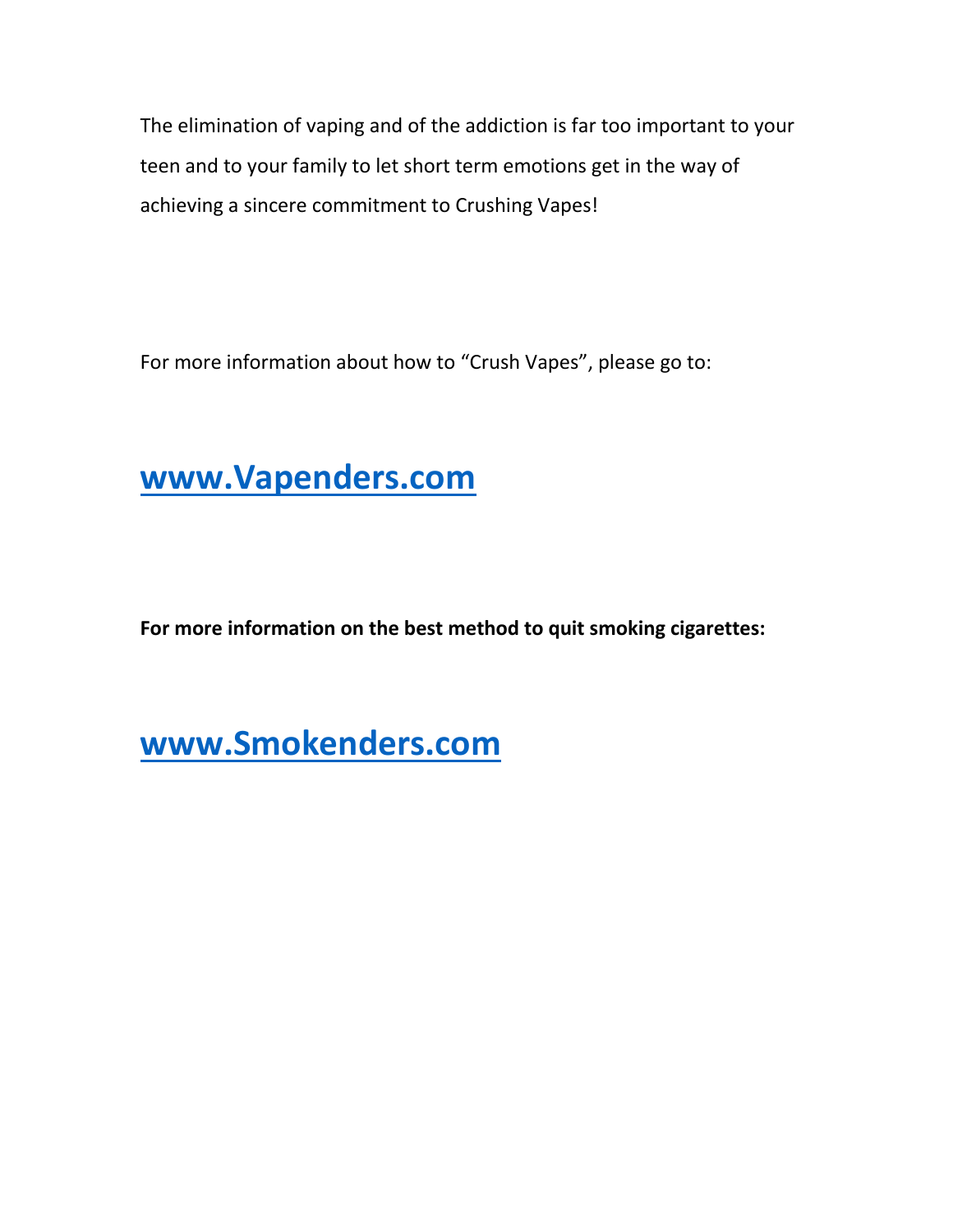The elimination of vaping and of the addiction is far too important to your teen and to your family to let short term emotions get in the way of achieving a sincere commitment to Crushing Vapes!

For more information about how to "Crush Vapes", please go to:

## [www.Vapenders.com](http://www.Vapenders.com)

**For more information on the best method to quit smoking cigarettes:**

## [www.Smokenders.com](http://www.Smokenders.com)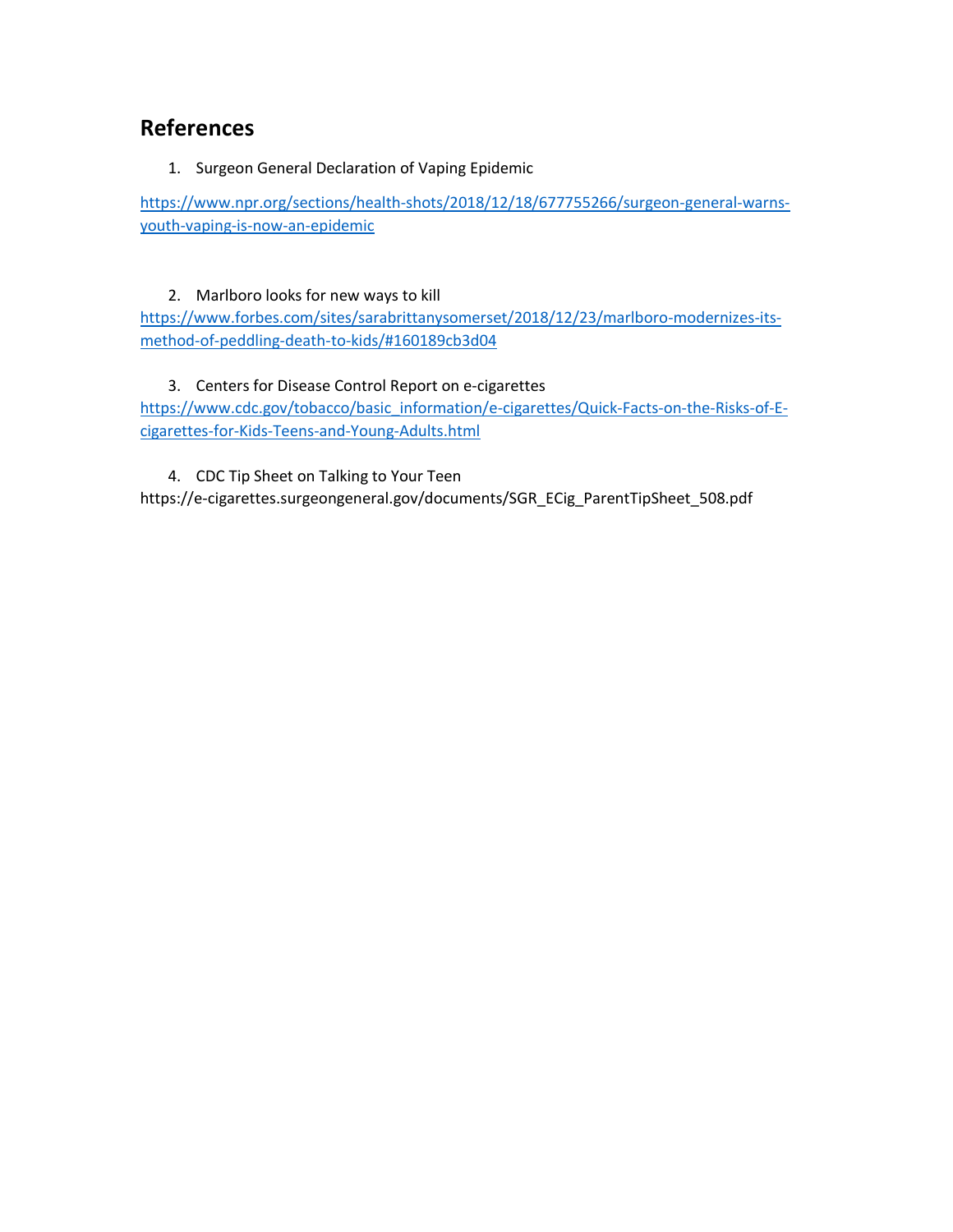## References

1. Surgeon General Declaration of Vaping Epidemic

https://www.npr.org/sections/health-shots/2018/12/18/677755266/surgeon-general-warns-youth-vaping-is-now-an-epidemic

2. Marlboro looks for new ways to kill

https://www.forbes.com/sites/sarabrittanysomerset/2018/12/23/marlboro-modernizes-its-method-of-peddling-death-to-kids/#160189cb3d04

3. Centers for Disease Control Report on e-cigarettes

https://www.cdc.gov/tobacco/basic_information/e-cigarettes/Quick-Facts-on-the-Risks-of-E-cigarettes-for-Kids-Teens-and-Young-Adults.html

4. CDC Tip Sheet on Talking to Your Teen

https://e-cigarettes.surgeongeneral.gov/documents/SGR_ECig_ParentTipSheet_508.pdf